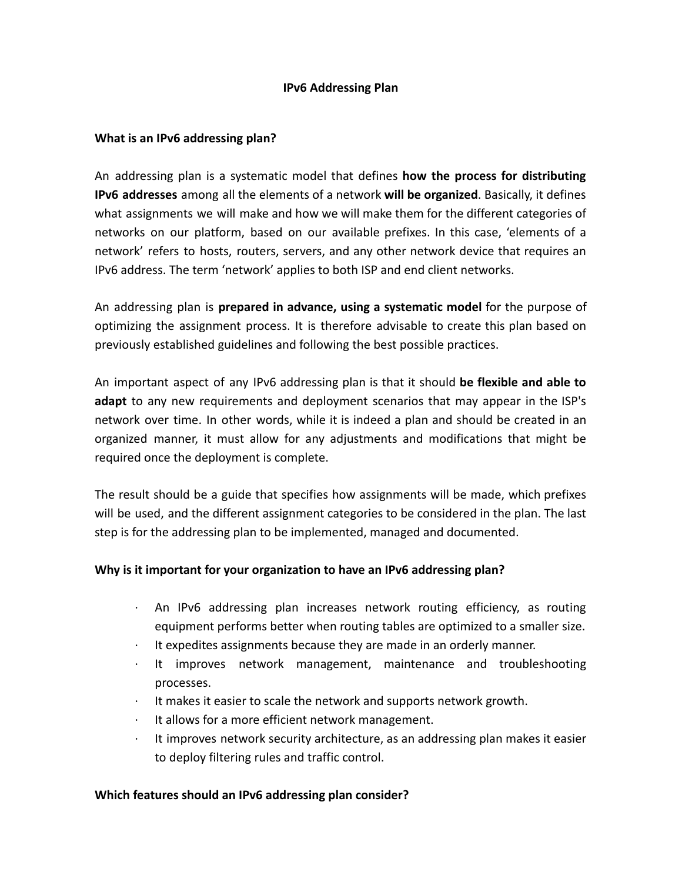# IPv6 Addressing Plan

## What is an IPv6 addressing plan?

An addressing plan is a systematic model that defines **how the process for distributing IPv6 addresses** among all the elements of a network **will be organized**. Basically, it defines what assignments we will make and how we will make them for the different categories of networks on our platform, based on our available prefixes. In this case, 'elements of a network' refers to hosts, routers, servers, and any other network device that requires an IPv6 address. The term 'network' applies to both ISP and end client networks.

An addressing plan is **prepared in advance, using a systematic model** for the purpose of optimizing the assignment process. It is therefore advisable to create this plan based on previously established guidelines and following the best possible practices.

An important aspect of any IPv6 addressing plan is that it should **be flexible and able to adapt** to any new requirements and deployment scenarios that may appear in the ISP's network over time. In other words, while it is indeed a plan and should be created in an organized manner, it must allow for any adjustments and modifications that might be required once the deployment is complete.

The result should be a guide that specifies how assignments will be made, which prefixes will be used, and the different assignment categories to be considered in the plan. The last step is for the addressing plan to be implemented, managed and documented.

## Why is it important for your organization to have an IPv6 addressing plan?

- An IPv6 addressing plan increases network routing efficiency, as routing equipment performs better when routing tables are optimized to a smaller size.
- It expedites assignments because they are made in an orderly manner.
- It improves network management, maintenance and troubleshooting processes.
- It makes it easier to scale the network and supports network growth.
- It allows for a more efficient network management.
- It improves network security architecture, as an addressing plan makes it easier to deploy filtering rules and traffic control.

## Which features should an IPv6 addressing plan consider?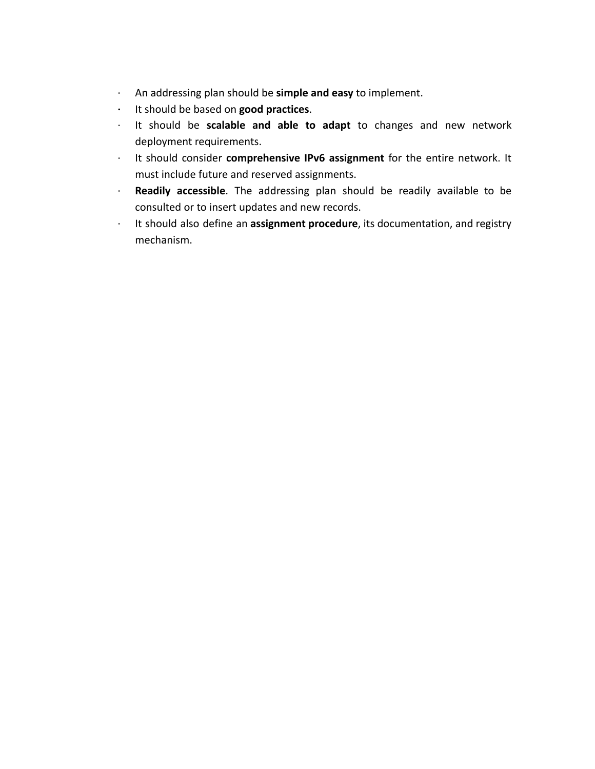- An addressing plan should be **simple and easy** to implement.
- It should be based on **good practices**.
- It should be **scalable and able to adapt** to changes and new network deployment requirements.
- It should consider **comprehensive IPv6 assignment** for the entire network. It must include future and reserved assignments.
- **Readily accessible**. The addressing plan should be readily available to be consulted or to insert updates and new records.
- It should also define an **assignment procedure**, its documentation, and registry mechanism.